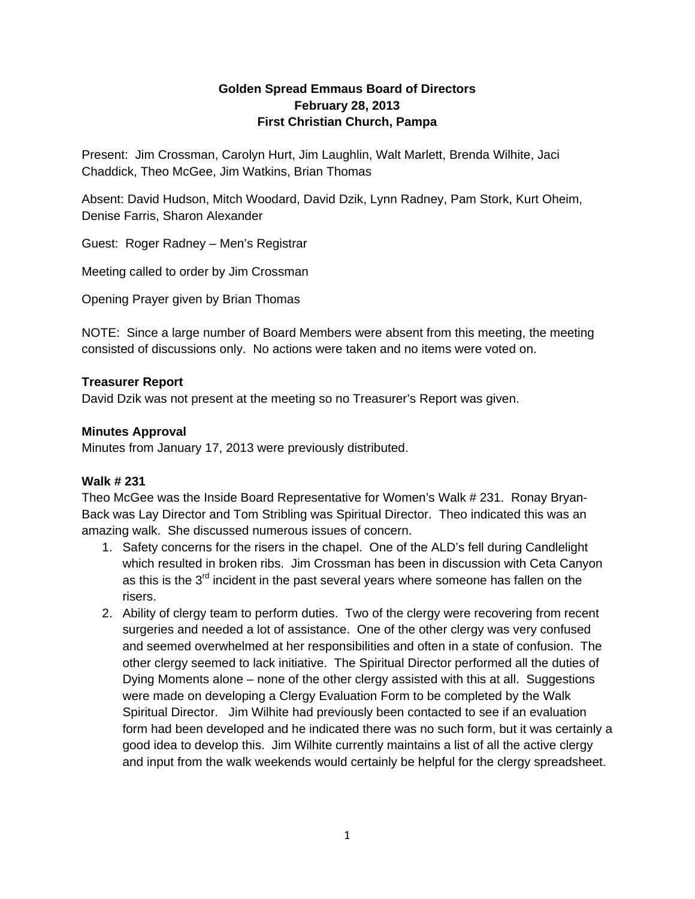**Golden Spread Emmaus Board of Directors**
**February 28, 2013**
**First Christian Church, Pampa**

Present: Jim Crossman, Carolyn Hurt, Jim Laughlin, Walt Marlett, Brenda Wilhite, Jaci Chaddick, Theo McGee, Jim Watkins, Brian Thomas

Absent: David Hudson, Mitch Woodard, David Dzik, Lynn Radney, Pam Stork, Kurt Oheim, Denise Farris, Sharon Alexander

Guest: Roger Radney – Men's Registrar

Meeting called to order by Jim Crossman

Opening Prayer given by Brian Thomas

NOTE: Since a large number of Board Members were absent from this meeting, the meeting consisted of discussions only. No actions were taken and no items were voted on.

**Treasurer Report**
David Dzik was not present at the meeting so no Treasurer's Report was given.

**Minutes Approval**
Minutes from January 17, 2013 were previously distributed.

**Walk # 231**
Theo McGee was the Inside Board Representative for Women's Walk # 231. Ronay Bryan-Back was Lay Director and Tom Stribling was Spiritual Director. Theo indicated this was an amazing walk. She discussed numerous issues of concern.

1. Safety concerns for the risers in the chapel. One of the ALD's fell during Candlelight which resulted in broken ribs. Jim Crossman has been in discussion with Ceta Canyon as this is the 3rd incident in the past several years where someone has fallen on the risers.
2. Ability of clergy team to perform duties. Two of the clergy were recovering from recent surgeries and needed a lot of assistance. One of the other clergy was very confused and seemed overwhelmed at her responsibilities and often in a state of confusion. The other clergy seemed to lack initiative. The Spiritual Director performed all the duties of Dying Moments alone – none of the other clergy assisted with this at all. Suggestions were made on developing a Clergy Evaluation Form to be completed by the Walk Spiritual Director. Jim Wilhite had previously been contacted to see if an evaluation form had been developed and he indicated there was no such form, but it was certainly a good idea to develop this. Jim Wilhite currently maintains a list of all the active clergy and input from the walk weekends would certainly be helpful for the clergy spreadsheet.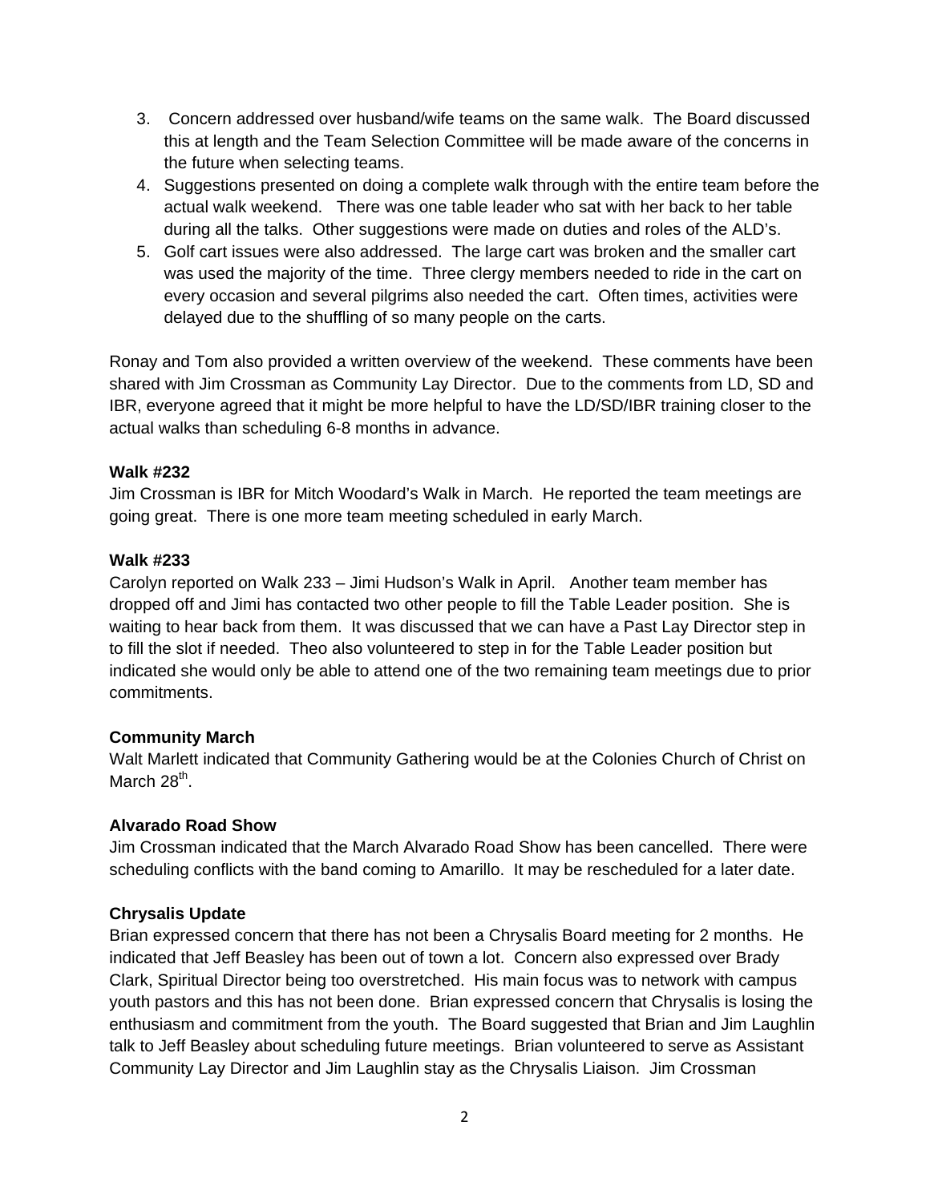3. Concern addressed over husband/wife teams on the same walk. The Board discussed this at length and the Team Selection Committee will be made aware of the concerns in the future when selecting teams.
4. Suggestions presented on doing a complete walk through with the entire team before the actual walk weekend. There was one table leader who sat with her back to her table during all the talks. Other suggestions were made on duties and roles of the ALD's.
5. Golf cart issues were also addressed. The large cart was broken and the smaller cart was used the majority of the time. Three clergy members needed to ride in the cart on every occasion and several pilgrims also needed the cart. Often times, activities were delayed due to the shuffling of so many people on the carts.

Ronay and Tom also provided a written overview of the weekend. These comments have been shared with Jim Crossman as Community Lay Director. Due to the comments from LD, SD and IBR, everyone agreed that it might be more helpful to have the LD/SD/IBR training closer to the actual walks than scheduling 6-8 months in advance.

**Walk #232**
Jim Crossman is IBR for Mitch Woodard's Walk in March. He reported the team meetings are going great. There is one more team meeting scheduled in early March.

**Walk #233**
Carolyn reported on Walk 233 – Jimi Hudson's Walk in April. Another team member has dropped off and Jimi has contacted two other people to fill the Table Leader position. She is waiting to hear back from them. It was discussed that we can have a Past Lay Director step in to fill the slot if needed. Theo also volunteered to step in for the Table Leader position but indicated she would only be able to attend one of the two remaining team meetings due to prior commitments.

**Community March**
Walt Marlett indicated that Community Gathering would be at the Colonies Church of Christ on March 28th.

**Alvarado Road Show**
Jim Crossman indicated that the March Alvarado Road Show has been cancelled. There were scheduling conflicts with the band coming to Amarillo. It may be rescheduled for a later date.

**Chrysalis Update**
Brian expressed concern that there has not been a Chrysalis Board meeting for 2 months. He indicated that Jeff Beasley has been out of town a lot. Concern also expressed over Brady Clark, Spiritual Director being too overstretched. His main focus was to network with campus youth pastors and this has not been done. Brian expressed concern that Chrysalis is losing the enthusiasm and commitment from the youth. The Board suggested that Brian and Jim Laughlin talk to Jeff Beasley about scheduling future meetings. Brian volunteered to serve as Assistant Community Lay Director and Jim Laughlin stay as the Chrysalis Liaison. Jim Crossman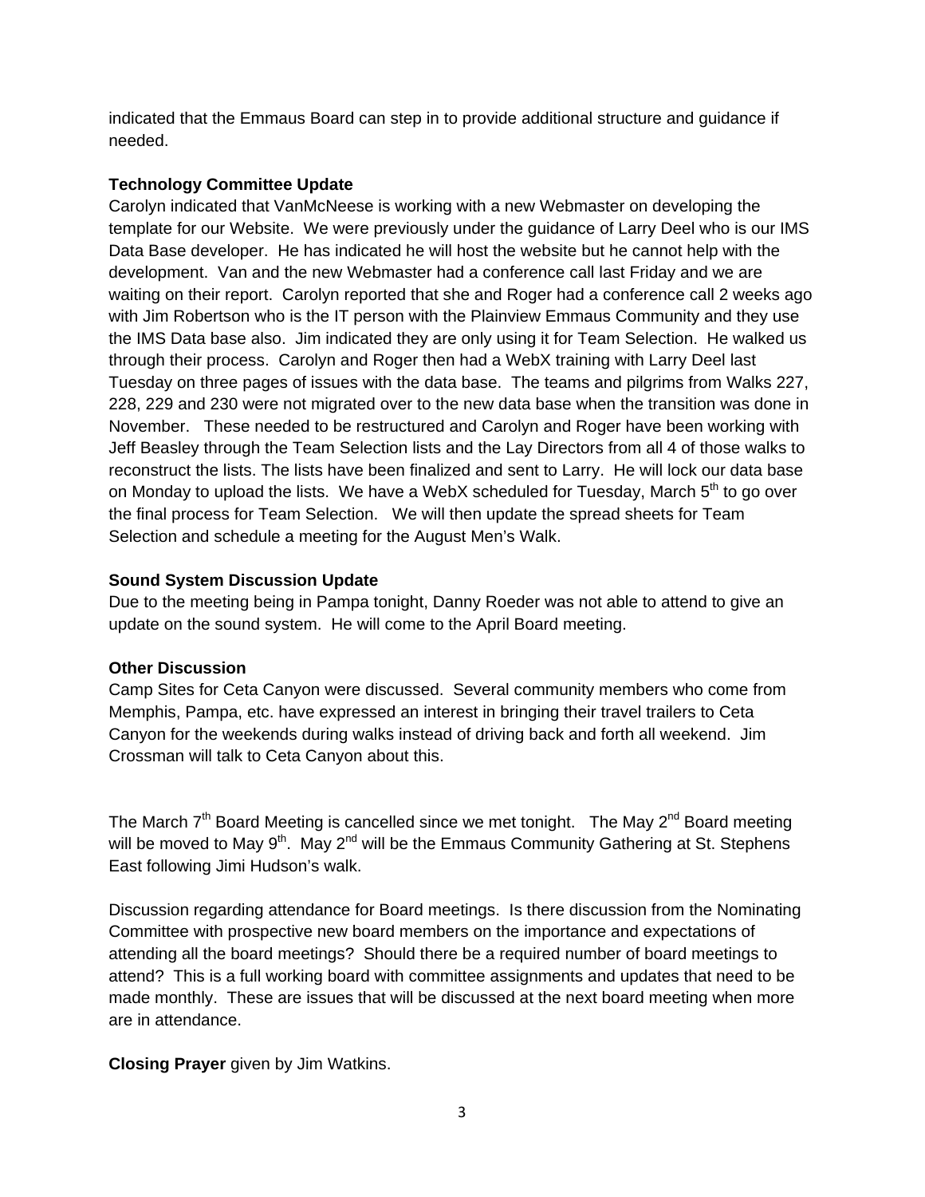indicated that the Emmaus Board can step in to provide additional structure and guidance if needed.

**Technology Committee Update**
Carolyn indicated that VanMcNeese is working with a new Webmaster on developing the template for our Website. We were previously under the guidance of Larry Deel who is our IMS Data Base developer. He has indicated he will host the website but he cannot help with the development. Van and the new Webmaster had a conference call last Friday and we are waiting on their report. Carolyn reported that she and Roger had a conference call 2 weeks ago with Jim Robertson who is the IT person with the Plainview Emmaus Community and they use the IMS Data base also. Jim indicated they are only using it for Team Selection. He walked us through their process. Carolyn and Roger then had a WebX training with Larry Deel last Tuesday on three pages of issues with the data base. The teams and pilgrims from Walks 227, 228, 229 and 230 were not migrated over to the new data base when the transition was done in November. These needed to be restructured and Carolyn and Roger have been working with Jeff Beasley through the Team Selection lists and the Lay Directors from all 4 of those walks to reconstruct the lists. The lists have been finalized and sent to Larry. He will lock our data base on Monday to upload the lists. We have a WebX scheduled for Tuesday, March 5th to go over the final process for Team Selection. We will then update the spread sheets for Team Selection and schedule a meeting for the August Men's Walk.

**Sound System Discussion Update**
Due to the meeting being in Pampa tonight, Danny Roeder was not able to attend to give an update on the sound system. He will come to the April Board meeting.

**Other Discussion**
Camp Sites for Ceta Canyon were discussed. Several community members who come from Memphis, Pampa, etc. have expressed an interest in bringing their travel trailers to Ceta Canyon for the weekends during walks instead of driving back and forth all weekend. Jim Crossman will talk to Ceta Canyon about this.

The March 7th Board Meeting is cancelled since we met tonight. The May 2nd Board meeting will be moved to May 9th. May 2nd will be the Emmaus Community Gathering at St. Stephens East following Jimi Hudson's walk.

Discussion regarding attendance for Board meetings. Is there discussion from the Nominating Committee with prospective new board members on the importance and expectations of attending all the board meetings? Should there be a required number of board meetings to attend? This is a full working board with committee assignments and updates that need to be made monthly. These are issues that will be discussed at the next board meeting when more are in attendance.

**Closing Prayer** given by Jim Watkins.